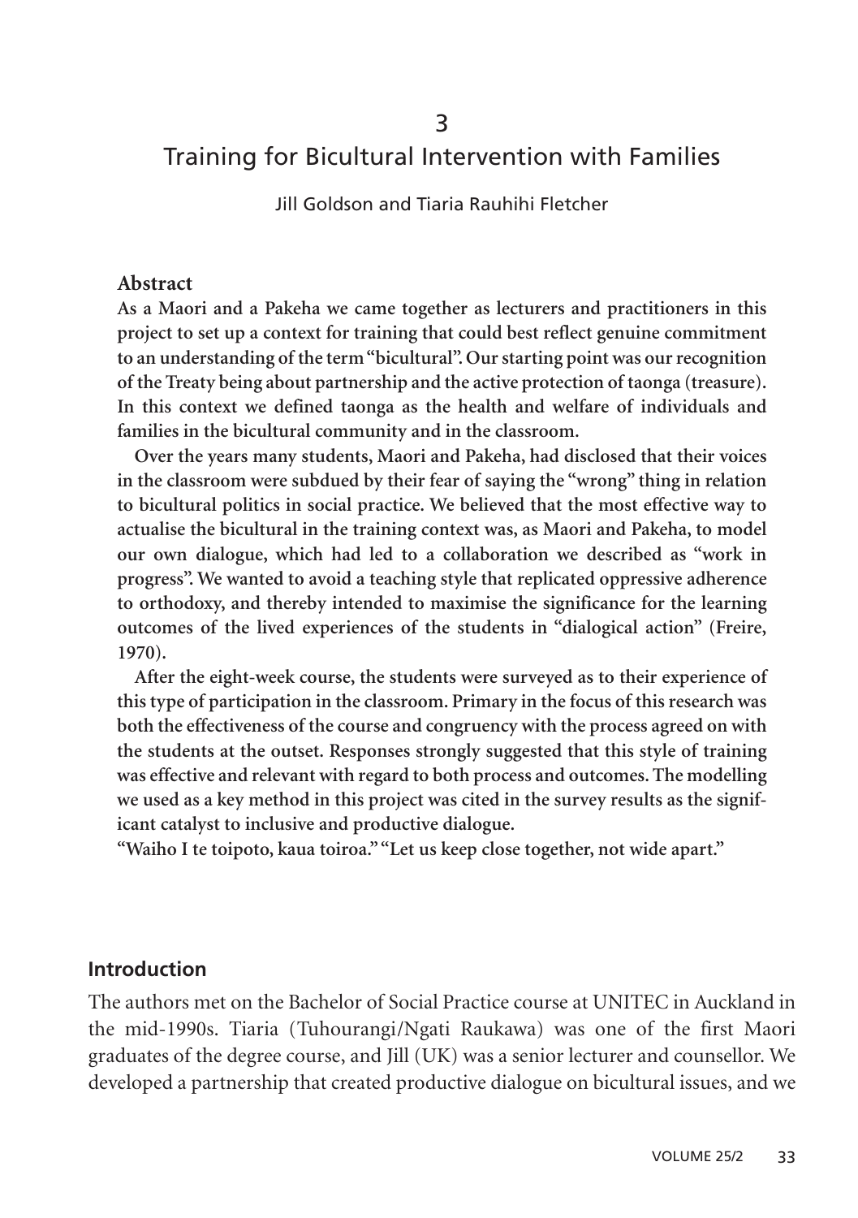# 3

# Training for Bicultural Intervention with Families

Jill Goldson and Tiaria Rauhihi Fletcher

## Abstract

**As a Maori and a Pakeha we came together as lecturers and practitioners in this project to set up a context for training that could best reflect genuine commitment to an understanding of the term "bicultural". Our starting point was our recognition of the Treaty being about partnership and the active protection of taonga (treasure). In this context we defined taonga as the health and welfare of individuals and families in the bicultural community and in the classroom.**

**Over the years many students, Maori and Pakeha, had disclosed that their voices in the classroom were subdued by their fear of saying the "wrong" thing in relation to bicultural politics in social practice. We believed that the most effective way to actualise the bicultural in the training context was, as Maori and Pakeha, to model our own dialogue, which had led to a collaboration we described as "work in progress". We wanted to avoid a teaching style that replicated oppressive adherence to orthodoxy, and thereby intended to maximise the significance for the learning outcomes of the lived experiences of the students in "dialogical action" (Freire, 1970).**

**After the eight-week course, the students were surveyed as to their experience of this type of participation in the classroom. Primary in the focus of this research was both the effectiveness of the course and congruency with the process agreed on with the students at the outset. Responses strongly suggested that this style of training was effective and relevant with regard to both process and outcomes. The modelling we used as a key method in this project was cited in the survey results as the significant catalyst to inclusive and productive dialogue.**

**"Waiho I te toipoto, kaua toiroa." "Let us keep close together, not wide apart."**

## Introduction

The authors met on the Bachelor of Social Practice course at UNITEC in Auckland in the mid-1990s. Tiaria (Tuhourangi/Ngati Raukawa) was one of the first Maori graduates of the degree course, and Jill (UK) was a senior lecturer and counsellor. We developed a partnership that created productive dialogue on bicultural issues, and we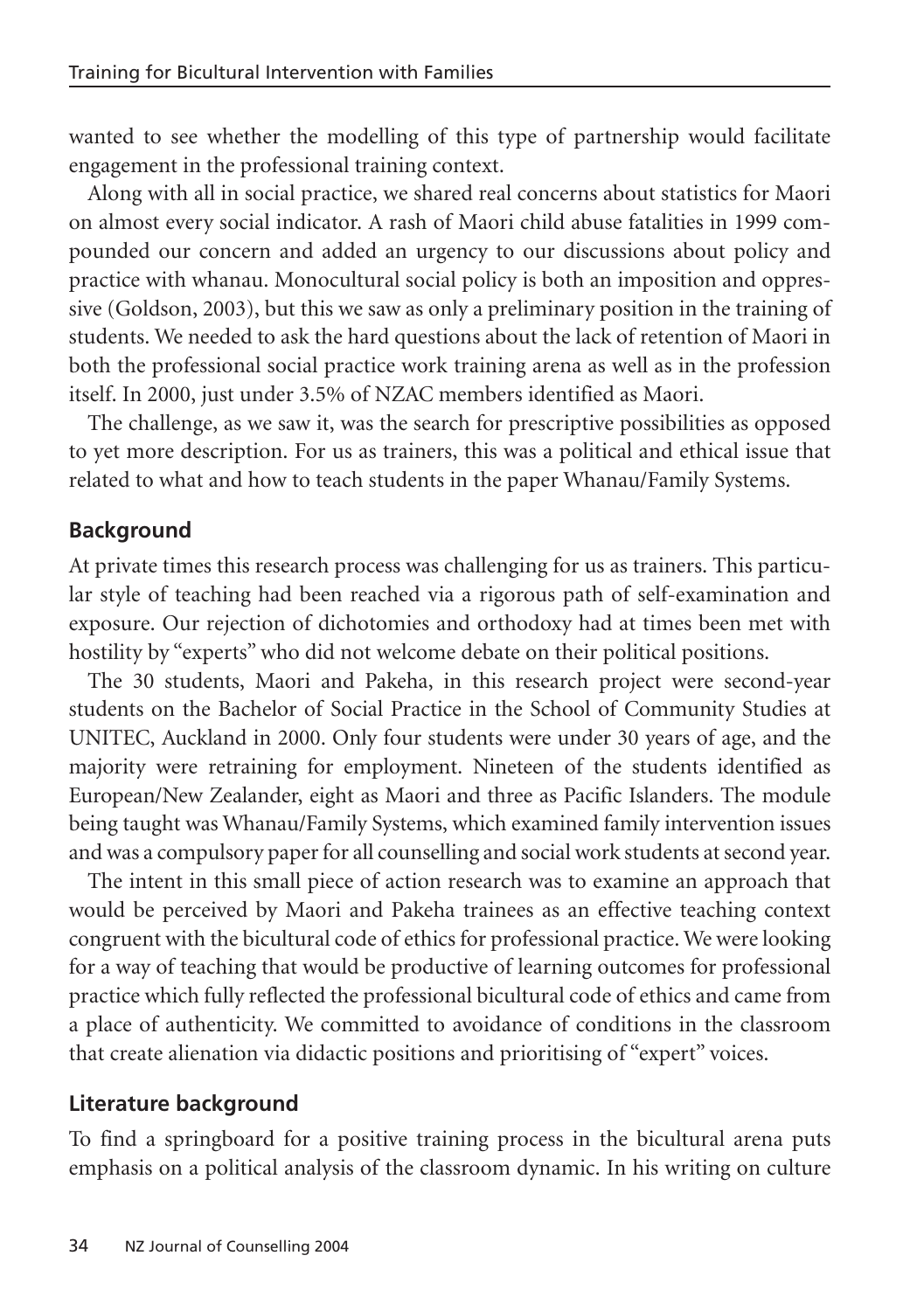wanted to see whether the modelling of this type of partnership would facilitate engagement in the professional training context.

Along with all in social practice, we shared real concerns about statistics for Maori on almost every social indicator. A rash of Maori child abuse fatalities in 1999 compounded our concern and added an urgency to our discussions about policy and practice with whanau. Monocultural social policy is both an imposition and oppressive (Goldson, 2003), but this we saw as only a preliminary position in the training of students. We needed to ask the hard questions about the lack of retention of Maori in both the professional social practice work training arena as well as in the profession itself. In 2000, just under 3.5% of NZAC members identified as Maori.

The challenge, as we saw it, was the search for prescriptive possibilities as opposed to yet more description. For us as trainers, this was a political and ethical issue that related to what and how to teach students in the paper Whanau/Family Systems.

## Background

At private times this research process was challenging for us as trainers. This particular style of teaching had been reached via a rigorous path of self-examination and exposure. Our rejection of dichotomies and orthodoxy had at times been met with hostility by "experts" who did not welcome debate on their political positions.

The 30 students, Maori and Pakeha, in this research project were second-year students on the Bachelor of Social Practice in the School of Community Studies at UNITEC, Auckland in 2000. Only four students were under 30 years of age, and the majority were retraining for employment. Nineteen of the students identified as European/New Zealander, eight as Maori and three as Pacific Islanders. The module being taught was Whanau/Family Systems, which examined family intervention issues and was a compulsory paper for all counselling and social work students at second year.

The intent in this small piece of action research was to examine an approach that would be perceived by Maori and Pakeha trainees as an effective teaching context congruent with the bicultural code of ethics for professional practice. We were looking for a way of teaching that would be productive of learning outcomes for professional practice which fully reflected the professional bicultural code of ethics and came from a place of authenticity. We committed to avoidance of conditions in the classroom that create alienation via didactic positions and prioritising of "expert" voices.

## Literature background

To find a springboard for a positive training process in the bicultural arena puts emphasis on a political analysis of the classroom dynamic. In his writing on culture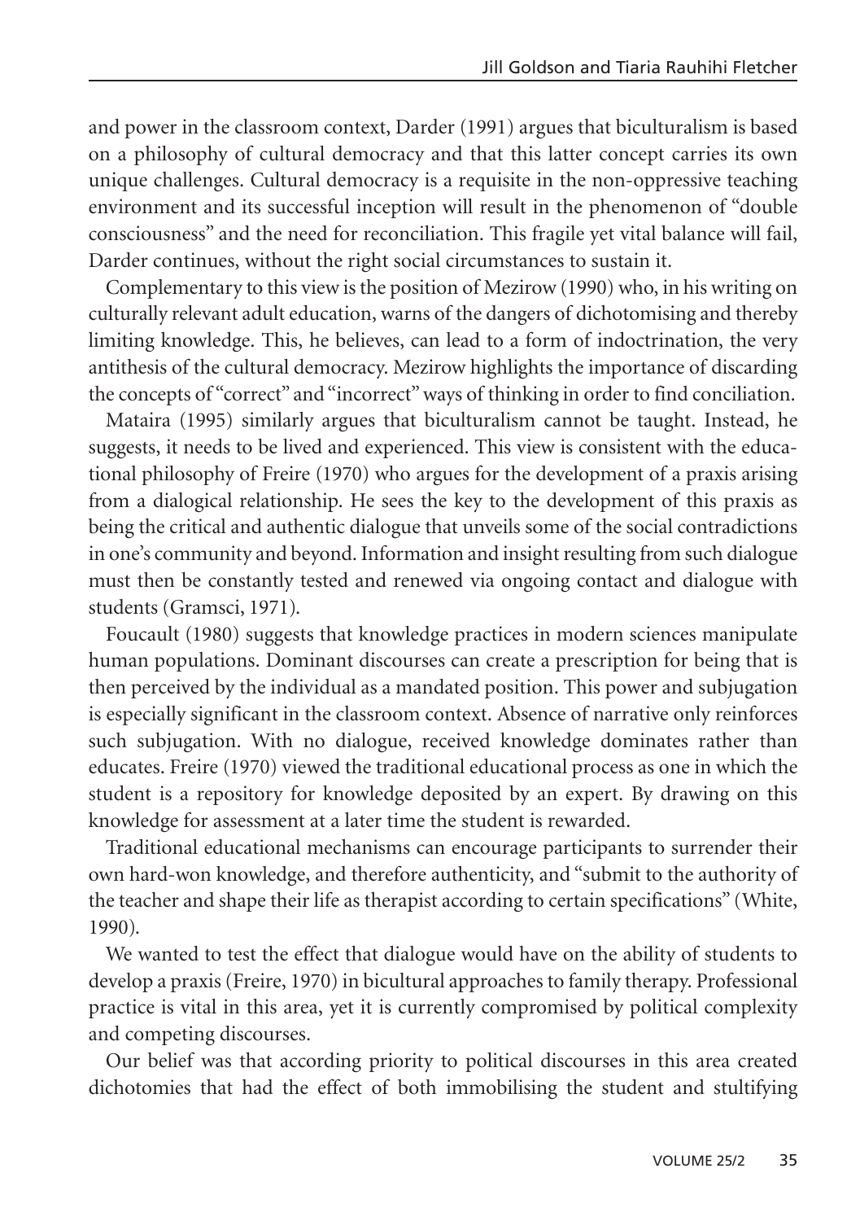and power in the classroom context, Darder (1991) argues that biculturalism is based on a philosophy of cultural democracy and that this latter concept carries its own unique challenges. Cultural democracy is a requisite in the non-oppressive teaching environment and its successful inception will result in the phenomenon of "double consciousness" and the need for reconciliation. This fragile yet vital balance will fail, Darder continues, without the right social circumstances to sustain it.

Complementary to this view is the position of Mezirow (1990) who, in his writing on culturally relevant adult education, warns of the dangers of dichotomising and thereby limiting knowledge. This, he believes, can lead to a form of indoctrination, the very antithesis of the cultural democracy. Mezirow highlights the importance of discarding the concepts of "correct" and "incorrect" ways of thinking in order to find conciliation.

Mataira (1995) similarly argues that biculturalism cannot be taught. Instead, he suggests, it needs to be lived and experienced. This view is consistent with the educational philosophy of Freire (1970) who argues for the development of a praxis arising from a dialogical relationship. He sees the key to the development of this praxis as being the critical and authentic dialogue that unveils some of the social contradictions in one's community and beyond. Information and insight resulting from such dialogue must then be constantly tested and renewed via ongoing contact and dialogue with students (Gramsci, 1971).

Foucault (1980) suggests that knowledge practices in modern sciences manipulate human populations. Dominant discourses can create a prescription for being that is then perceived by the individual as a mandated position. This power and subjugation is especially significant in the classroom context. Absence of narrative only reinforces such subjugation. With no dialogue, received knowledge dominates rather than educates. Freire (1970) viewed the traditional educational process as one in which the student is a repository for knowledge deposited by an expert. By drawing on this knowledge for assessment at a later time the student is rewarded.

Traditional educational mechanisms can encourage participants to surrender their own hard-won knowledge, and therefore authenticity, and "submit to the authority of the teacher and shape their life as therapist according to certain specifications" (White, 1990).

We wanted to test the effect that dialogue would have on the ability of students to develop a praxis (Freire, 1970) in bicultural approaches to family therapy. Professional practice is vital in this area, yet it is currently compromised by political complexity and competing discourses.

Our belief was that according priority to political discourses in this area created dichotomies that had the effect of both immobilising the student and stultifying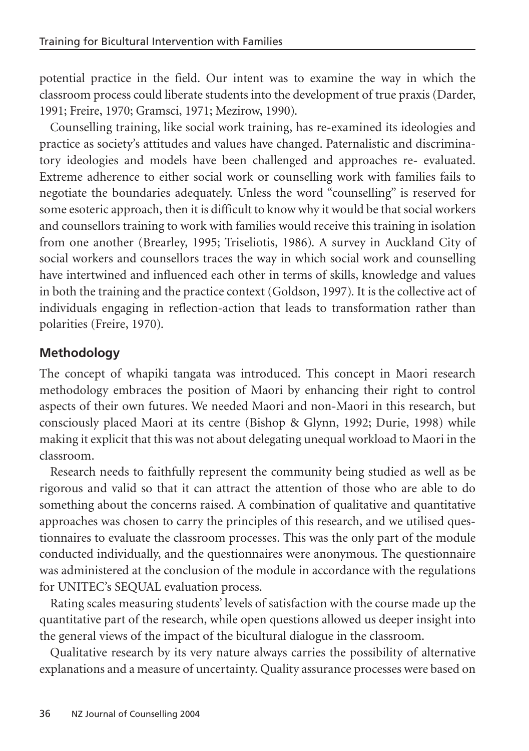potential practice in the field. Our intent was to examine the way in which the classroom process could liberate students into the development of true praxis (Darder, 1991; Freire, 1970; Gramsci, 1971; Mezirow, 1990).

Counselling training, like social work training, has re-examined its ideologies and practice as society's attitudes and values have changed. Paternalistic and discriminatory ideologies and models have been challenged and approaches re- evaluated. Extreme adherence to either social work or counselling work with families fails to negotiate the boundaries adequately. Unless the word "counselling" is reserved for some esoteric approach, then it is difficult to know why it would be that social workers and counsellors training to work with families would receive this training in isolation from one another (Brearley, 1995; Triseliotis, 1986). A survey in Auckland City of social workers and counsellors traces the way in which social work and counselling have intertwined and influenced each other in terms of skills, knowledge and values in both the training and the practice context (Goldson, 1997). It is the collective act of individuals engaging in reflection-action that leads to transformation rather than polarities (Freire, 1970).

## Methodology

The concept of whapiki tangata was introduced. This concept in Maori research methodology embraces the position of Maori by enhancing their right to control aspects of their own futures. We needed Maori and non-Maori in this research, but consciously placed Maori at its centre (Bishop & Glynn, 1992; Durie, 1998) while making it explicit that this was not about delegating unequal workload to Maori in the classroom.

Research needs to faithfully represent the community being studied as well as be rigorous and valid so that it can attract the attention of those who are able to do something about the concerns raised. A combination of qualitative and quantitative approaches was chosen to carry the principles of this research, and we utilised questionnaires to evaluate the classroom processes. This was the only part of the module conducted individually, and the questionnaires were anonymous. The questionnaire was administered at the conclusion of the module in accordance with the regulations for UNITEC's SEQUAL evaluation process.

Rating scales measuring students' levels of satisfaction with the course made up the quantitative part of the research, while open questions allowed us deeper insight into the general views of the impact of the bicultural dialogue in the classroom.

Qualitative research by its very nature always carries the possibility of alternative explanations and a measure of uncertainty. Quality assurance processes were based on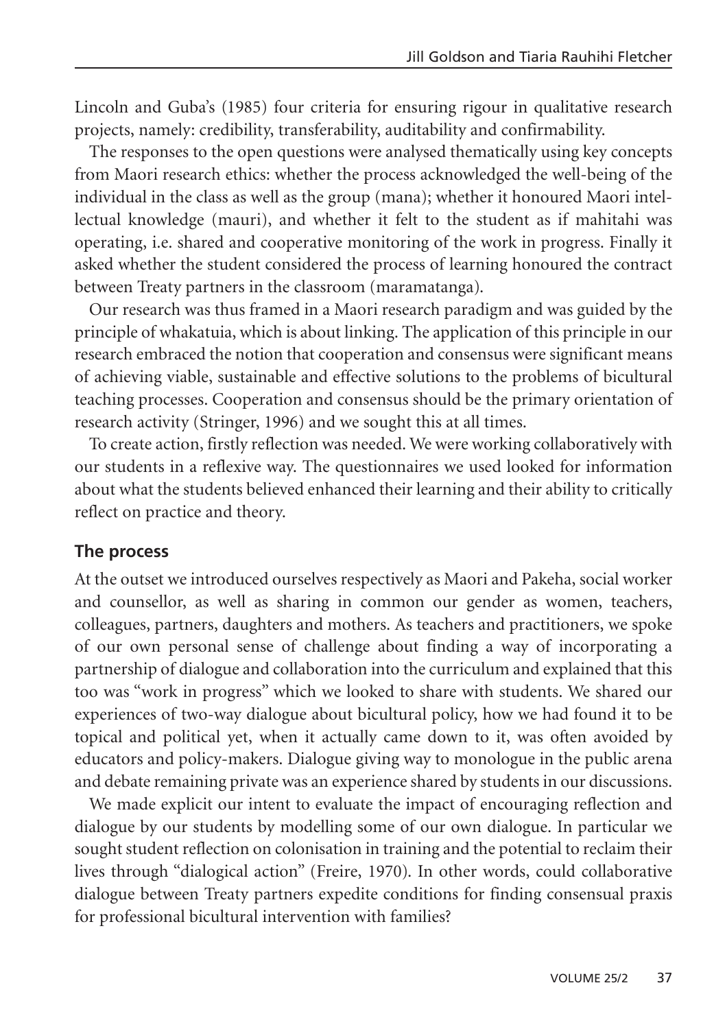Lincoln and Guba's (1985) four criteria for ensuring rigour in qualitative research projects, namely: credibility, transferability, auditability and confirmability.

The responses to the open questions were analysed thematically using key concepts from Maori research ethics: whether the process acknowledged the well-being of the individual in the class as well as the group (mana); whether it honoured Maori intellectual knowledge (mauri), and whether it felt to the student as if mahitahi was operating, i.e. shared and cooperative monitoring of the work in progress. Finally it asked whether the student considered the process of learning honoured the contract between Treaty partners in the classroom (maramatanga).

Our research was thus framed in a Maori research paradigm and was guided by the principle of whakatuia, which is about linking. The application of this principle in our research embraced the notion that cooperation and consensus were significant means of achieving viable, sustainable and effective solutions to the problems of bicultural teaching processes. Cooperation and consensus should be the primary orientation of research activity (Stringer, 1996) and we sought this at all times.

To create action, firstly reflection was needed. We were working collaboratively with our students in a reflexive way. The questionnaires we used looked for information about what the students believed enhanced their learning and their ability to critically reflect on practice and theory.

## The process

At the outset we introduced ourselves respectively as Maori and Pakeha, social worker and counsellor, as well as sharing in common our gender as women, teachers, colleagues, partners, daughters and mothers. As teachers and practitioners, we spoke of our own personal sense of challenge about finding a way of incorporating a partnership of dialogue and collaboration into the curriculum and explained that this too was "work in progress" which we looked to share with students. We shared our experiences of two-way dialogue about bicultural policy, how we had found it to be topical and political yet, when it actually came down to it, was often avoided by educators and policy-makers. Dialogue giving way to monologue in the public arena and debate remaining private was an experience shared by students in our discussions.

We made explicit our intent to evaluate the impact of encouraging reflection and dialogue by our students by modelling some of our own dialogue. In particular we sought student reflection on colonisation in training and the potential to reclaim their lives through "dialogical action" (Freire, 1970). In other words, could collaborative dialogue between Treaty partners expedite conditions for finding consensual praxis for professional bicultural intervention with families?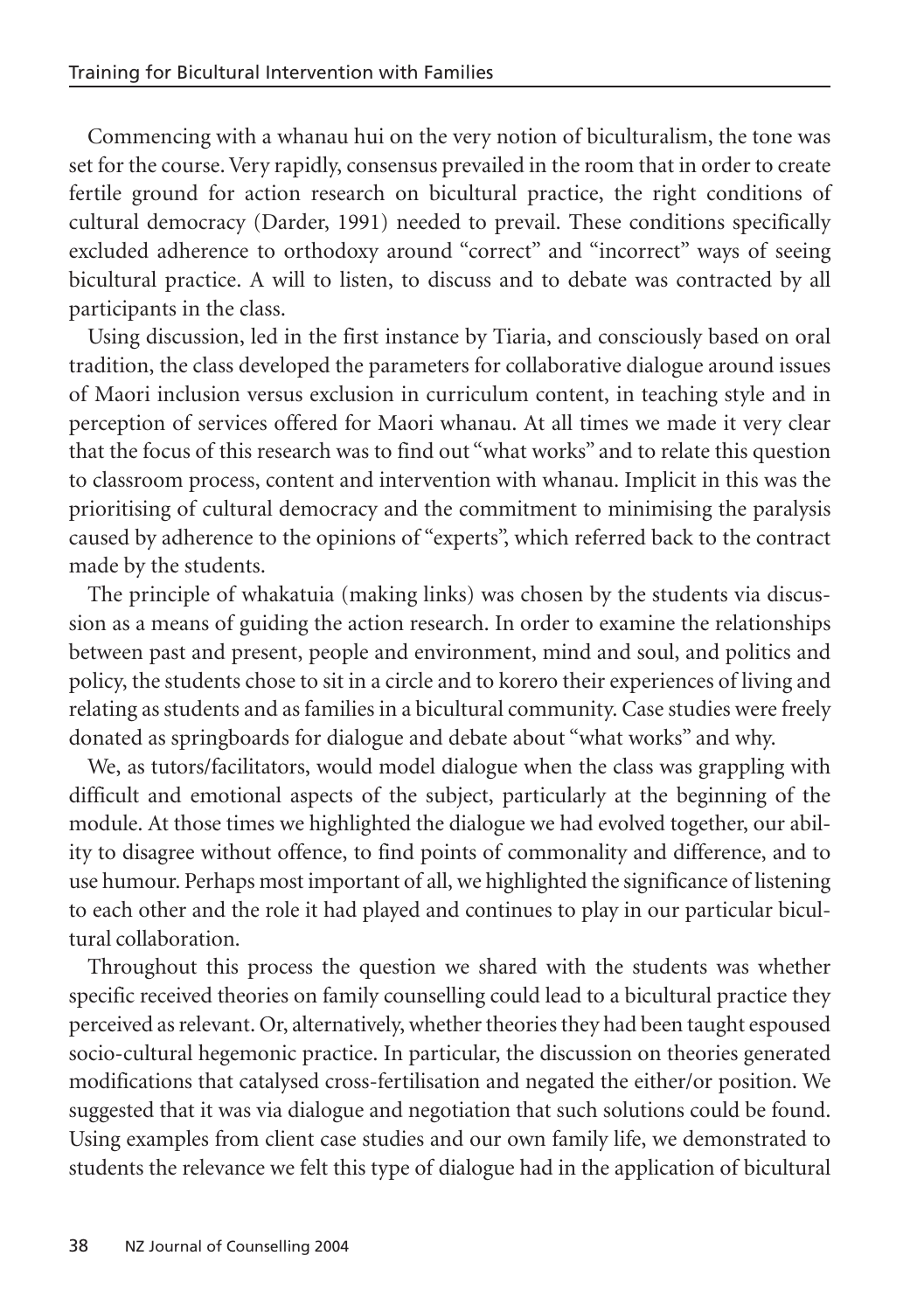Commencing with a whanau hui on the very notion of biculturalism, the tone was set for the course. Very rapidly, consensus prevailed in the room that in order to create fertile ground for action research on bicultural practice, the right conditions of cultural democracy (Darder, 1991) needed to prevail. These conditions specifically excluded adherence to orthodoxy around "correct" and "incorrect" ways of seeing bicultural practice. A will to listen, to discuss and to debate was contracted by all participants in the class.

Using discussion, led in the first instance by Tiaria, and consciously based on oral tradition, the class developed the parameters for collaborative dialogue around issues of Maori inclusion versus exclusion in curriculum content, in teaching style and in perception of services offered for Maori whanau. At all times we made it very clear that the focus of this research was to find out "what works" and to relate this question to classroom process, content and intervention with whanau. Implicit in this was the prioritising of cultural democracy and the commitment to minimising the paralysis caused by adherence to the opinions of "experts", which referred back to the contract made by the students.

The principle of whakatuia (making links) was chosen by the students via discussion as a means of guiding the action research. In order to examine the relationships between past and present, people and environment, mind and soul, and politics and policy, the students chose to sit in a circle and to korero their experiences of living and relating as students and as families in a bicultural community. Case studies were freely donated as springboards for dialogue and debate about "what works" and why.

We, as tutors/facilitators, would model dialogue when the class was grappling with difficult and emotional aspects of the subject, particularly at the beginning of the module. At those times we highlighted the dialogue we had evolved together, our ability to disagree without offence, to find points of commonality and difference, and to use humour. Perhaps most important of all, we highlighted the significance of listening to each other and the role it had played and continues to play in our particular bicultural collaboration.

Throughout this process the question we shared with the students was whether specific received theories on family counselling could lead to a bicultural practice they perceived as relevant. Or, alternatively, whether theories they had been taught espoused socio-cultural hegemonic practice. In particular, the discussion on theories generated modifications that catalysed cross-fertilisation and negated the either/or position. We suggested that it was via dialogue and negotiation that such solutions could be found. Using examples from client case studies and our own family life, we demonstrated to students the relevance we felt this type of dialogue had in the application of bicultural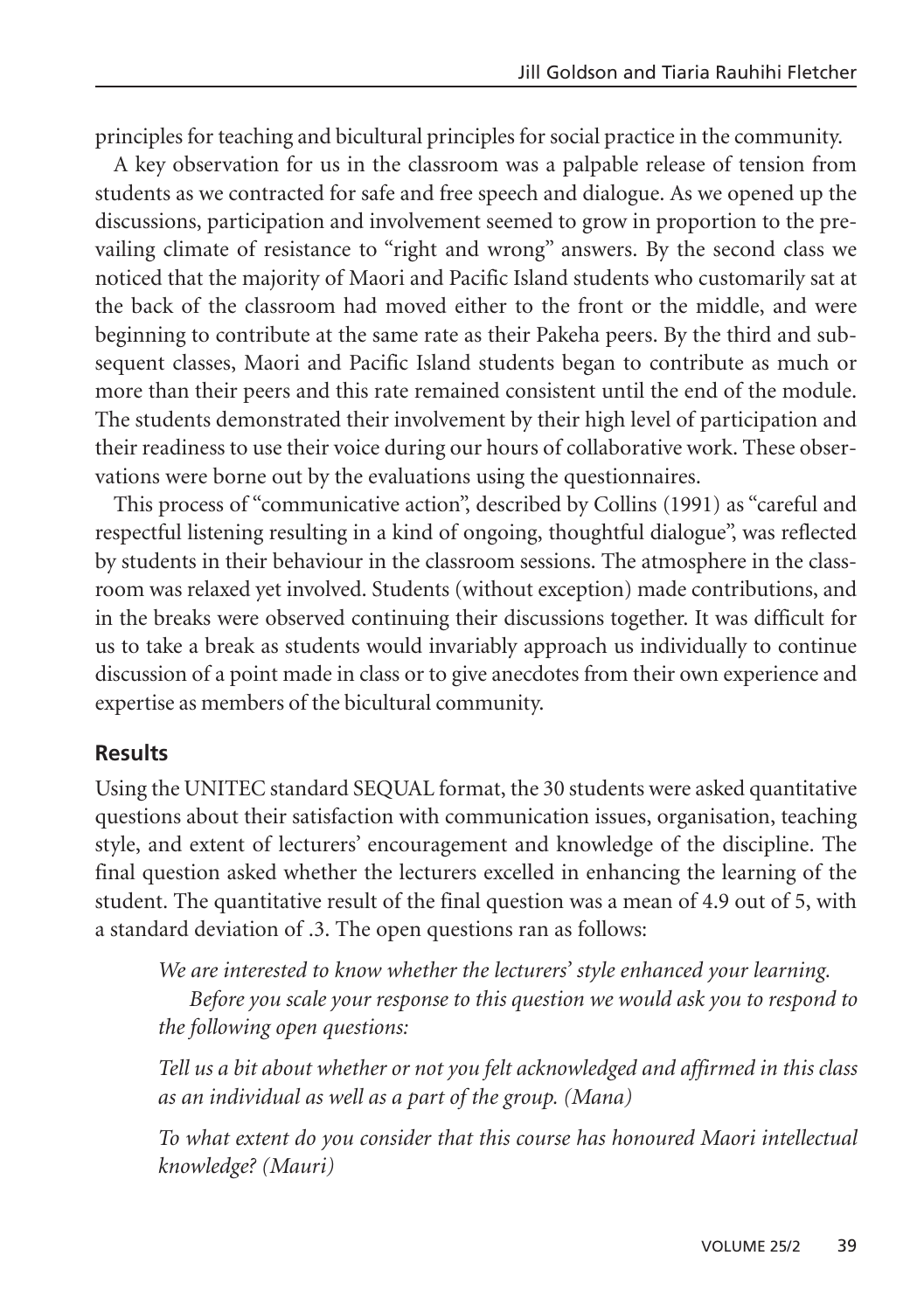principles for teaching and bicultural principles for social practice in the community.

A key observation for us in the classroom was a palpable release of tension from students as we contracted for safe and free speech and dialogue. As we opened up the discussions, participation and involvement seemed to grow in proportion to the prevailing climate of resistance to "right and wrong" answers. By the second class we noticed that the majority of Maori and Pacific Island students who customarily sat at the back of the classroom had moved either to the front or the middle, and were beginning to contribute at the same rate as their Pakeha peers. By the third and subsequent classes, Maori and Pacific Island students began to contribute as much or more than their peers and this rate remained consistent until the end of the module. The students demonstrated their involvement by their high level of participation and their readiness to use their voice during our hours of collaborative work. These observations were borne out by the evaluations using the questionnaires.

This process of "communicative action", described by Collins (1991) as "careful and respectful listening resulting in a kind of ongoing, thoughtful dialogue", was reflected by students in their behaviour in the classroom sessions. The atmosphere in the classroom was relaxed yet involved. Students (without exception) made contributions, and in the breaks were observed continuing their discussions together. It was difficult for us to take a break as students would invariably approach us individually to continue discussion of a point made in class or to give anecdotes from their own experience and expertise as members of the bicultural community.

## Results

Using the UNITEC standard SEQUAL format, the 30 students were asked quantitative questions about their satisfaction with communication issues, organisation, teaching style, and extent of lecturers' encouragement and knowledge of the discipline. The final question asked whether the lecturers excelled in enhancing the learning of the student. The quantitative result of the final question was a mean of 4.9 out of 5, with a standard deviation of .3. The open questions ran as follows:

> *We are interested to know whether the lecturers' style enhanced your learning.*
>
> *Before you scale your response to this question we would ask you to respond to the following open questions:*
>
> *Tell us a bit about whether or not you felt acknowledged and affirmed in this class as an individual as well as a part of the group. (Mana)*
>
> *To what extent do you consider that this course has honoured Maori intellectual knowledge? (Mauri)*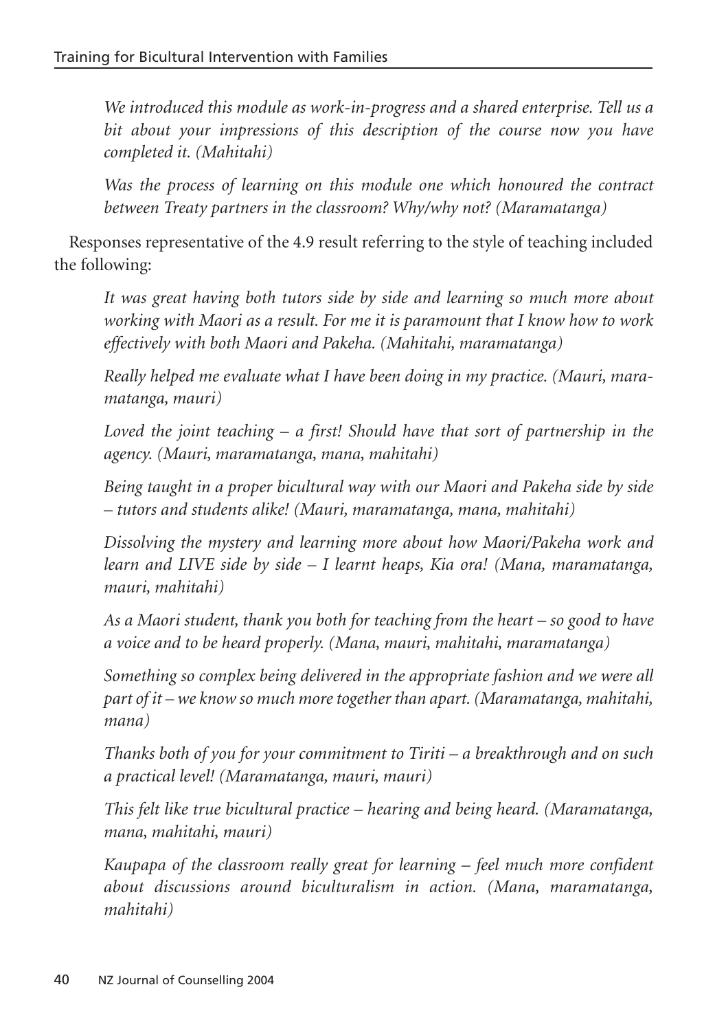*We introduced this module as work-in-progress and a shared enterprise. Tell us a bit about your impressions of this description of the course now you have completed it. (Mahitahi)*

*Was the process of learning on this module one which honoured the contract between Treaty partners in the classroom? Why/why not? (Maramatanga)*

Responses representative of the 4.9 result referring to the style of teaching included the following:

*It was great having both tutors side by side and learning so much more about working with Maori as a result. For me it is paramount that I know how to work effectively with both Maori and Pakeha. (Mahitahi, maramatanga)*

*Really helped me evaluate what I have been doing in my practice. (Mauri, maramatanga, mauri)*

*Loved the joint teaching – a first! Should have that sort of partnership in the agency. (Mauri, maramatanga, mana, mahitahi)*

*Being taught in a proper bicultural way with our Maori and Pakeha side by side – tutors and students alike! (Mauri, maramatanga, mana, mahitahi)*

*Dissolving the mystery and learning more about how Maori/Pakeha work and learn and LIVE side by side – I learnt heaps, Kia ora! (Mana, maramatanga, mauri, mahitahi)*

*As a Maori student, thank you both for teaching from the heart – so good to have a voice and to be heard properly. (Mana, mauri, mahitahi, maramatanga)*

*Something so complex being delivered in the appropriate fashion and we were all part of it – we know so much more together than apart. (Maramatanga, mahitahi, mana)*

*Thanks both of you for your commitment to Tiriti – a breakthrough and on such a practical level! (Maramatanga, mauri, mauri)*

*This felt like true bicultural practice – hearing and being heard. (Maramatanga, mana, mahitahi, mauri)*

*Kaupapa of the classroom really great for learning – feel much more confident about discussions around biculturalism in action. (Mana, maramatanga, mahitahi)*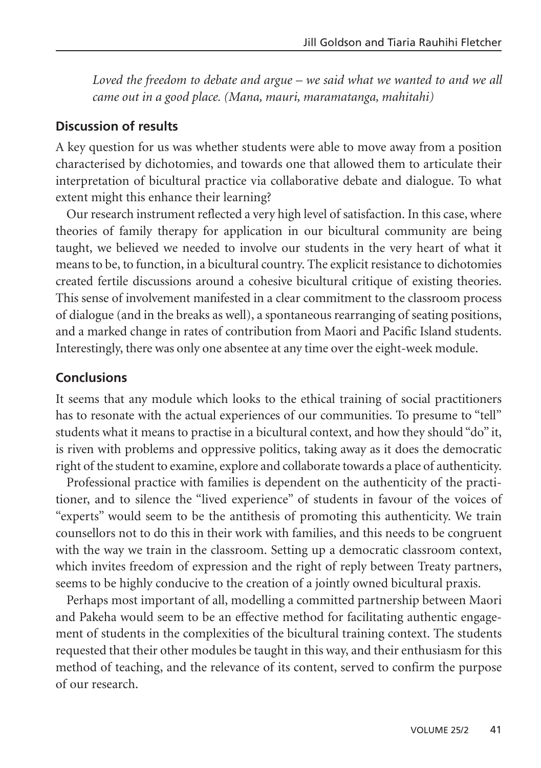*Loved the freedom to debate and argue – we said what we wanted to and we all came out in a good place. (Mana, mauri, maramatanga, mahitahi)*

## Discussion of results

A key question for us was whether students were able to move away from a position characterised by dichotomies, and towards one that allowed them to articulate their interpretation of bicultural practice via collaborative debate and dialogue. To what extent might this enhance their learning?

Our research instrument reflected a very high level of satisfaction. In this case, where theories of family therapy for application in our bicultural community are being taught, we believed we needed to involve our students in the very heart of what it means to be, to function, in a bicultural country. The explicit resistance to dichotomies created fertile discussions around a cohesive bicultural critique of existing theories. This sense of involvement manifested in a clear commitment to the classroom process of dialogue (and in the breaks as well), a spontaneous rearranging of seating positions, and a marked change in rates of contribution from Maori and Pacific Island students. Interestingly, there was only one absentee at any time over the eight-week module.

## Conclusions

It seems that any module which looks to the ethical training of social practitioners has to resonate with the actual experiences of our communities. To presume to "tell" students what it means to practise in a bicultural context, and how they should "do" it, is riven with problems and oppressive politics, taking away as it does the democratic right of the student to examine, explore and collaborate towards a place of authenticity.

Professional practice with families is dependent on the authenticity of the practitioner, and to silence the "lived experience" of students in favour of the voices of "experts" would seem to be the antithesis of promoting this authenticity. We train counsellors not to do this in their work with families, and this needs to be congruent with the way we train in the classroom. Setting up a democratic classroom context, which invites freedom of expression and the right of reply between Treaty partners, seems to be highly conducive to the creation of a jointly owned bicultural praxis.

Perhaps most important of all, modelling a committed partnership between Maori and Pakeha would seem to be an effective method for facilitating authentic engagement of students in the complexities of the bicultural training context. The students requested that their other modules be taught in this way, and their enthusiasm for this method of teaching, and the relevance of its content, served to confirm the purpose of our research.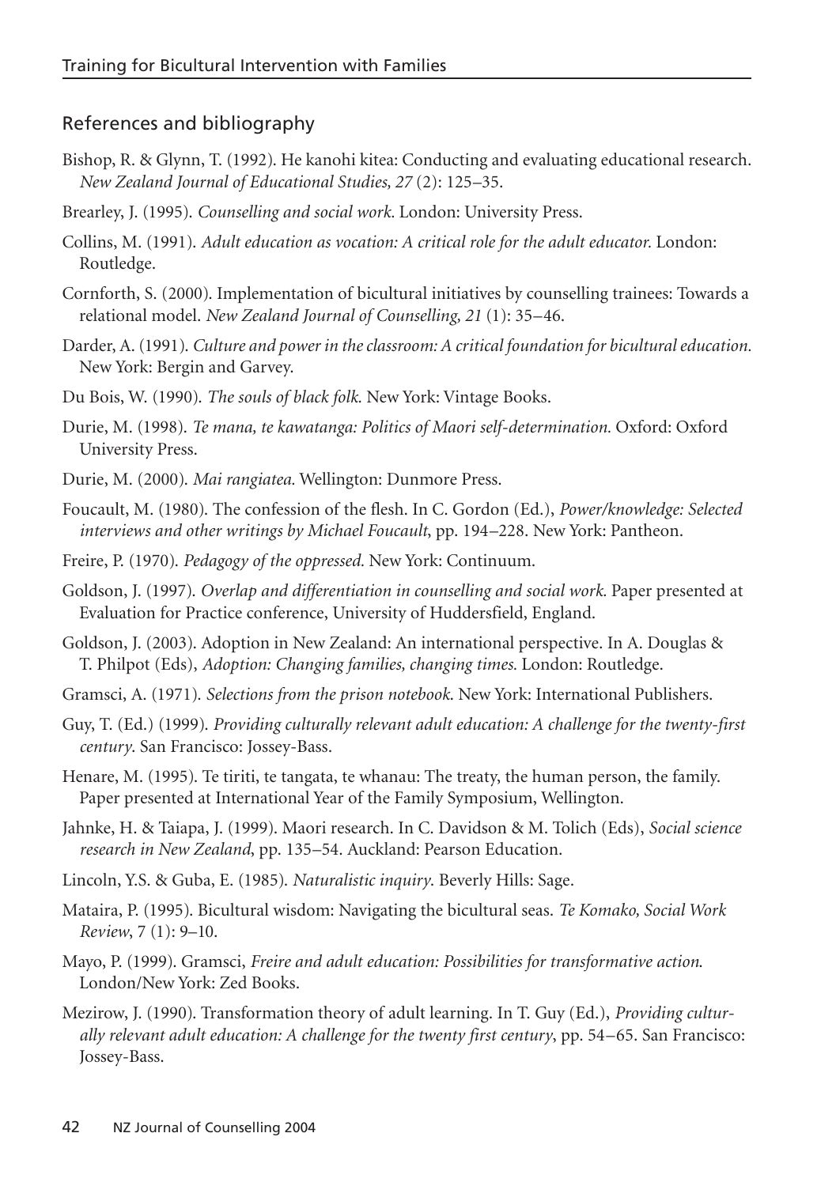## References and bibliography

Bishop, R. & Glynn, T. (1992). He kanohi kitea: Conducting and evaluating educational research. *New Zealand Journal of Educational Studies, 27* (2): 125–35.

Brearley, J. (1995). *Counselling and social work.* London: University Press.

Collins, M. (1991). *Adult education as vocation: A critical role for the adult educator.* London: Routledge.

Cornforth, S. (2000). Implementation of bicultural initiatives by counselling trainees: Towards a relational model. *New Zealand Journal of Counselling, 21* (1): 35–46.

Darder, A. (1991). *Culture and power in the classroom: A critical foundation for bicultural education.* New York: Bergin and Garvey.

Du Bois, W. (1990). *The souls of black folk.* New York: Vintage Books.

Durie, M. (1998). *Te mana, te kawatanga: Politics of Maori self-determination.* Oxford: Oxford University Press.

Durie, M. (2000). *Mai rangiatea.* Wellington: Dunmore Press.

Foucault, M. (1980). The confession of the flesh. In C. Gordon (Ed.), *Power/knowledge: Selected interviews and other writings by Michael Foucault*, pp. 194–228. New York: Pantheon.

Freire, P. (1970). *Pedagogy of the oppressed.* New York: Continuum.

Goldson, J. (1997). *Overlap and differentiation in counselling and social work.* Paper presented at Evaluation for Practice conference, University of Huddersfield, England.

Goldson, J. (2003). Adoption in New Zealand: An international perspective. In A. Douglas & T. Philpot (Eds), *Adoption: Changing families, changing times.* London: Routledge.

Gramsci, A. (1971). *Selections from the prison notebook.* New York: International Publishers.

Guy, T. (Ed.) (1999). *Providing culturally relevant adult education: A challenge for the twenty-first century.* San Francisco: Jossey-Bass.

Henare, M. (1995). Te tiriti, te tangata, te whanau: The treaty, the human person, the family. Paper presented at International Year of the Family Symposium, Wellington.

Jahnke, H. & Taiapa, J. (1999). Maori research. In C. Davidson & M. Tolich (Eds), *Social science research in New Zealand*, pp. 135–54. Auckland: Pearson Education.

Lincoln, Y.S. & Guba, E. (1985). *Naturalistic inquiry.* Beverly Hills: Sage.

Mataira, P. (1995). Bicultural wisdom: Navigating the bicultural seas. *Te Komako, Social Work Review*, 7 (1): 9–10.

Mayo, P. (1999). Gramsci, *Freire and adult education: Possibilities for transformative action.* London/New York: Zed Books.

Mezirow, J. (1990). Transformation theory of adult learning. In T. Guy (Ed.), *Providing culturally relevant adult education: A challenge for the twenty first century*, pp. 54–65. San Francisco: Jossey-Bass.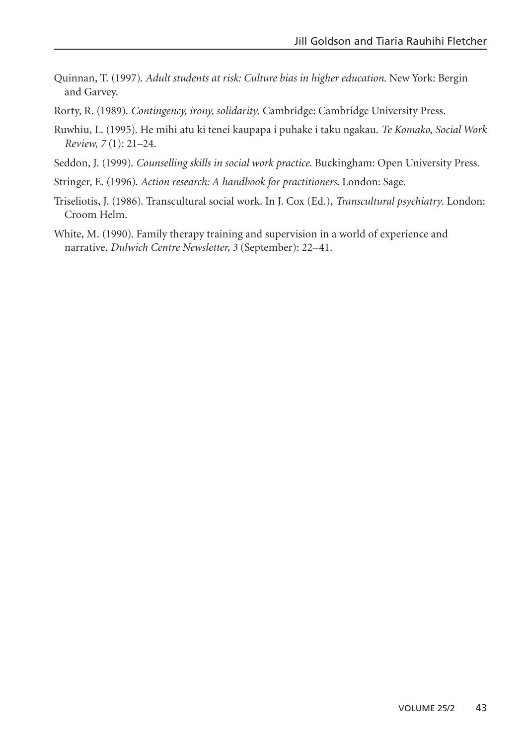Quinnan, T. (1997). *Adult students at risk: Culture bias in higher education*. New York: Bergin and Garvey.

Rorty, R. (1989). *Contingency, irony, solidarity*. Cambridge: Cambridge University Press.

Ruwhiu, L. (1995). He mihi atu ki tenei kaupapa i puhake i taku ngakau. *Te Komako, Social Work Review, 7* (1): 21–24.

Seddon, J. (1999). *Counselling skills in social work practice*. Buckingham: Open University Press.

Stringer, E. (1996). *Action research: A handbook for practitioners*. London: Sage.

Triseliotis, J. (1986). Transcultural social work. In J. Cox (Ed.), *Transcultural psychiatry*. London: Croom Helm.

White, M. (1990). Family therapy training and supervision in a world of experience and narrative. *Dulwich Centre Newsletter, 3* (September): 22–41.